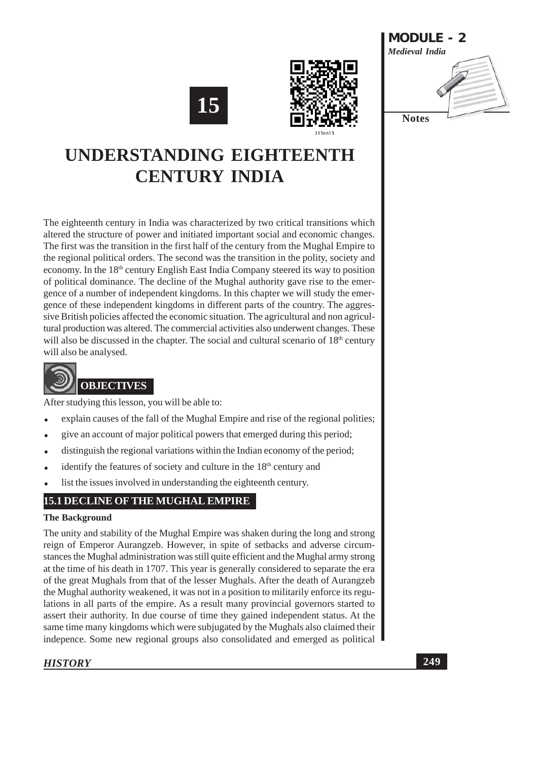# 15

# UNDERSTANDING EIGHTEENTH CENTURY INDIA

The eighteenth century in India was characterized by two critical transitions which altered the structure of power and initiated important social and economic changes. The first was the transition in the first half of the century from the Mughal Empire to the regional political orders. The second was the transition in the polity, society and economy. In the 18th century English East India Company steered its way to position of political dominance. The decline of the Mughal authority gave rise to the emergence of a number of independent kingdoms. In this chapter we will study the emergence of these independent kingdoms in different parts of the country. The aggressive British policies affected the economic situation. The agricultural and non agricultural production was altered. The commercial activities also underwent changes. These will also be discussed in the chapter. The social and cultural scenario of 18th century will also be analysed.

## OBJECTIVES

After studying this lesson, you will be able to:

- explain causes of the fall of the Mughal Empire and rise of the regional polities;
- give an account of major political powers that emerged during this period;
- distinguish the regional variations within the Indian economy of the period;
- identify the features of society and culture in the 18th century and
- list the issues involved in understanding the eighteenth century.

## 15.1 DECLINE OF THE MUGHAL EMPIRE

**The Background**

The unity and stability of the Mughal Empire was shaken during the long and strong reign of Emperor Aurangzeb. However, in spite of setbacks and adverse circumstances the Mughal administration was still quite efficient and the Mughal army strong at the time of his death in 1707. This year is generally considered to separate the era of the great Mughals from that of the lesser Mughals. After the death of Aurangzeb the Mughal authority weakened, it was not in a position to militarily enforce its regulations in all parts of the empire. As a result many provincial governors started to assert their authority. In due course of time they gained independent status. At the same time many kingdoms which were subjugated by the Mughals also claimed their indepence. Some new regional groups also consolidated and emerged as political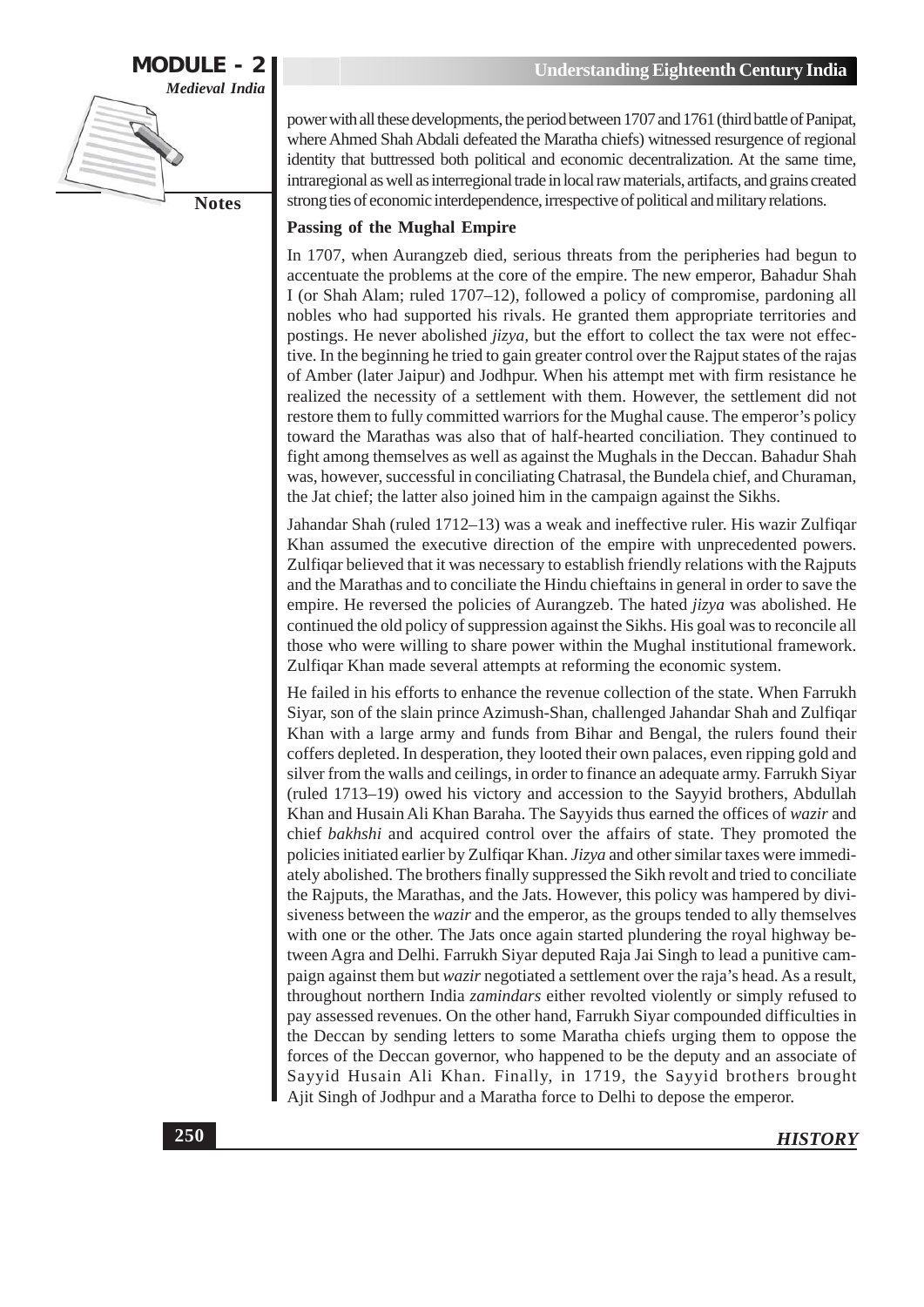power with all these developments, the period between 1707 and 1761 (third battle of Panipat, where Ahmed Shah Abdali defeated the Maratha chiefs) witnessed resurgence of regional identity that buttressed both political and economic decentralization. At the same time, intraregional as well as interregional trade in local raw materials, artifacts, and grains created strong ties of economic interdependence, irrespective of political and military relations.

### Passing of the Mughal Empire

In 1707, when Aurangzeb died, serious threats from the peripheries had begun to accentuate the problems at the core of the empire. The new emperor, Bahadur Shah I (or Shah Alam; ruled 1707–12), followed a policy of compromise, pardoning all nobles who had supported his rivals. He granted them appropriate territories and postings. He never abolished *jizya*, but the effort to collect the tax were not effective. In the beginning he tried to gain greater control over the Rajput states of the rajas of Amber (later Jaipur) and Jodhpur. When his attempt met with firm resistance he realized the necessity of a settlement with them. However, the settlement did not restore them to fully committed warriors for the Mughal cause. The emperor's policy toward the Marathas was also that of half-hearted conciliation. They continued to fight among themselves as well as against the Mughals in the Deccan. Bahadur Shah was, however, successful in conciliating Chatrasal, the Bundela chief, and Churaman, the Jat chief; the latter also joined him in the campaign against the Sikhs.

Jahandar Shah (ruled 1712–13) was a weak and ineffective ruler. His wazir Zulfiqar Khan assumed the executive direction of the empire with unprecedented powers. Zulfiqar believed that it was necessary to establish friendly relations with the Rajputs and the Marathas and to conciliate the Hindu chieftains in general in order to save the empire. He reversed the policies of Aurangzeb. The hated *jizya* was abolished. He continued the old policy of suppression against the Sikhs. His goal was to reconcile all those who were willing to share power within the Mughal institutional framework. Zulfiqar Khan made several attempts at reforming the economic system.

He failed in his efforts to enhance the revenue collection of the state. When Farrukh Siyar, son of the slain prince Azimush-Shan, challenged Jahandar Shah and Zulfiqar Khan with a large army and funds from Bihar and Bengal, the rulers found their coffers depleted. In desperation, they looted their own palaces, even ripping gold and silver from the walls and ceilings, in order to finance an adequate army. Farrukh Siyar (ruled 1713–19) owed his victory and accession to the Sayyid brothers, Abdullah Khan and Husain Ali Khan Baraha. The Sayyids thus earned the offices of *wazir* and chief *bakhshi* and acquired control over the affairs of state. They promoted the policies initiated earlier by Zulfiqar Khan. *Jizya* and other similar taxes were immediately abolished. The brothers finally suppressed the Sikh revolt and tried to conciliate the Rajputs, the Marathas, and the Jats. However, this policy was hampered by divisiveness between the *wazir* and the emperor, as the groups tended to ally themselves with one or the other. The Jats once again started plundering the royal highway between Agra and Delhi. Farrukh Siyar deputed Raja Jai Singh to lead a punitive campaign against them but *wazir* negotiated a settlement over the raja's head. As a result, throughout northern India *zamindars* either revolted violently or simply refused to pay assessed revenues. On the other hand, Farrukh Siyar compounded difficulties in the Deccan by sending letters to some Maratha chiefs urging them to oppose the forces of the Deccan governor, who happened to be the deputy and an associate of Sayyid Husain Ali Khan. Finally, in 1719, the Sayyid brothers brought Ajit Singh of Jodhpur and a Maratha force to Delhi to depose the emperor.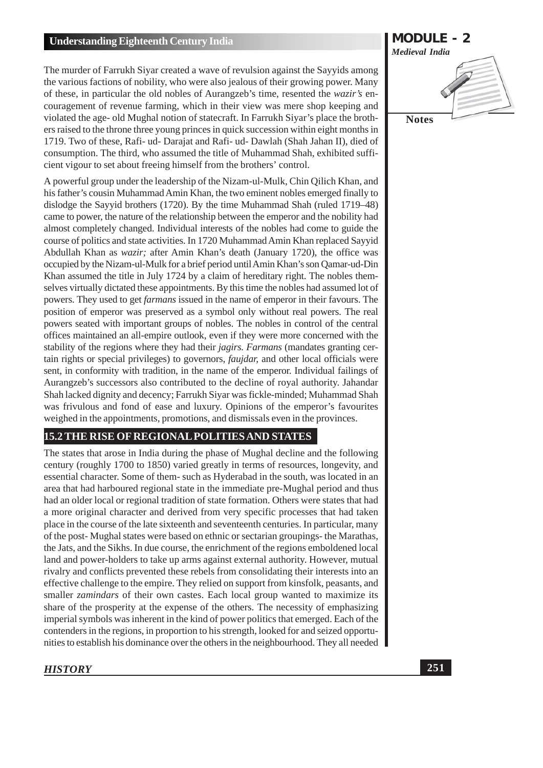The murder of Farrukh Siyar created a wave of revulsion against the Sayyids among the various factions of nobility, who were also jealous of their growing power. Many of these, in particular the old nobles of Aurangzeb's time, resented the *wazir's* encouragement of revenue farming, which in their view was mere shop keeping and violated the age- old Mughal notion of statecraft. In Farrukh Siyar's place the brothers raised to the throne three young princes in quick succession within eight months in 1719. Two of these, Rafi- ud- Darajat and Rafi- ud- Dawlah (Shah Jahan II), died of consumption. The third, who assumed the title of Muhammad Shah, exhibited sufficient vigour to set about freeing himself from the brothers' control.

A powerful group under the leadership of the Nizam-ul-Mulk, Chin Qilich Khan, and his father's cousin Muhammad Amin Khan, the two eminent nobles emerged finally to dislodge the Sayyid brothers (1720). By the time Muhammad Shah (ruled 1719–48) came to power, the nature of the relationship between the emperor and the nobility had almost completely changed. Individual interests of the nobles had come to guide the course of politics and state activities. In 1720 Muhammad Amin Khan replaced Sayyid Abdullah Khan as *wazir;* after Amin Khan's death (January 1720), the office was occupied by the Nizam-ul-Mulk for a brief period until Amin Khan's son Qamar-ud-Din Khan assumed the title in July 1724 by a claim of hereditary right. The nobles themselves virtually dictated these appointments. By this time the nobles had assumed lot of powers. They used to get *farmans* issued in the name of emperor in their favours. The position of emperor was preserved as a symbol only without real powers. The real powers seated with important groups of nobles. The nobles in control of the central offices maintained an all-empire outlook, even if they were more concerned with the stability of the regions where they had their *jagirs. Farmans* (mandates granting certain rights or special privileges) to governors, *faujdar,* and other local officials were sent, in conformity with tradition, in the name of the emperor. Individual failings of Aurangzeb's successors also contributed to the decline of royal authority. Jahandar Shah lacked dignity and decency; Farrukh Siyar was fickle-minded; Muhammad Shah was frivolous and fond of ease and luxury. Opinions of the emperor's favourites weighed in the appointments, promotions, and dismissals even in the provinces.

## 15.2 THE RISE OF REGIONAL POLITIES AND STATES

The states that arose in India during the phase of Mughal decline and the following century (roughly 1700 to 1850) varied greatly in terms of resources, longevity, and essential character. Some of them- such as Hyderabad in the south, was located in an area that had harboured regional state in the immediate pre-Mughal period and thus had an older local or regional tradition of state formation. Others were states that had a more original character and derived from very specific processes that had taken place in the course of the late sixteenth and seventeenth centuries. In particular, many of the post- Mughal states were based on ethnic or sectarian groupings- the Marathas, the Jats, and the Sikhs. In due course, the enrichment of the regions emboldened local land and power-holders to take up arms against external authority. However, mutual rivalry and conflicts prevented these rebels from consolidating their interests into an effective challenge to the empire. They relied on support from kinsfolk, peasants, and smaller *zamindars* of their own castes. Each local group wanted to maximize its share of the prosperity at the expense of the others. The necessity of emphasizing imperial symbols was inherent in the kind of power politics that emerged. Each of the contenders in the regions, in proportion to his strength, looked for and seized opportunities to establish his dominance over the others in the neighbourhood. They all needed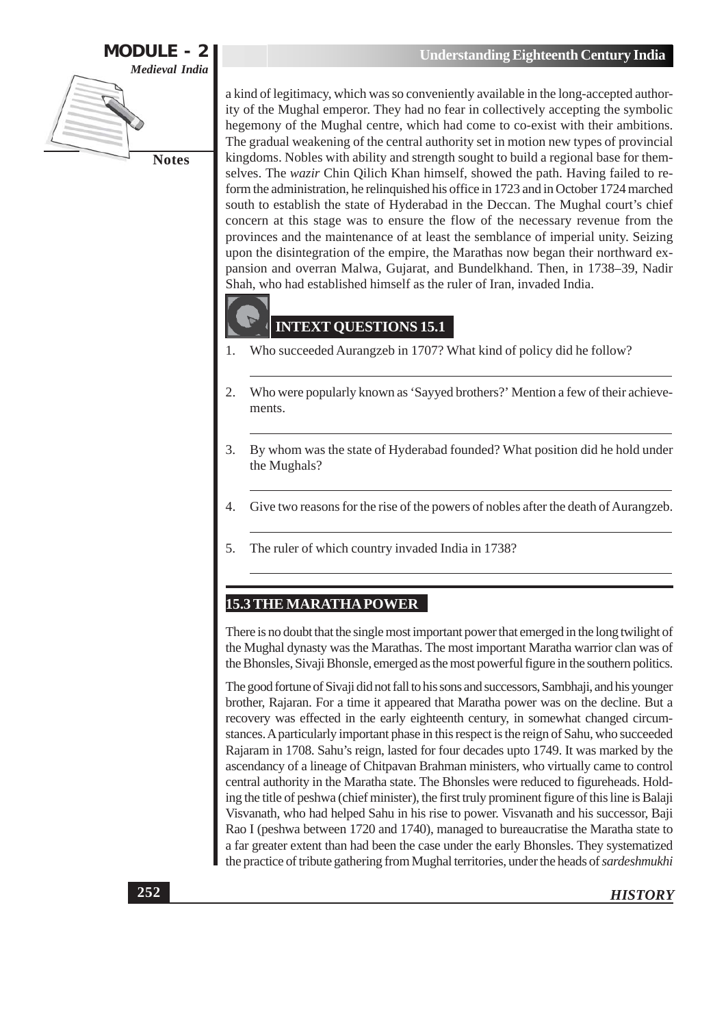a kind of legitimacy, which was so conveniently available in the long-accepted authority of the Mughal emperor. They had no fear in collectively accepting the symbolic hegemony of the Mughal centre, which had come to co-exist with their ambitions. The gradual weakening of the central authority set in motion new types of provincial kingdoms. Nobles with ability and strength sought to build a regional base for themselves. The *wazir* Chin Qilich Khan himself, showed the path. Having failed to reform the administration, he relinquished his office in 1723 and in October 1724 marched south to establish the state of Hyderabad in the Deccan. The Mughal court's chief concern at this stage was to ensure the flow of the necessary revenue from the provinces and the maintenance of at least the semblance of imperial unity. Seizing upon the disintegration of the empire, the Marathas now began their northward expansion and overran Malwa, Gujarat, and Bundelkhand. Then, in 1738–39, Nadir Shah, who had established himself as the ruler of Iran, invaded India.

### INTEXT QUESTIONS 15.1

1. Who succeeded Aurangzeb in 1707? What kind of policy did he follow?

2. Who were popularly known as 'Sayyed brothers?' Mention a few of their achievements.

3. By whom was the state of Hyderabad founded? What position did he hold under the Mughals?

4. Give two reasons for the rise of the powers of nobles after the death of Aurangzeb.

5. The ruler of which country invaded India in 1738?

## 15.3 THE MARATHA POWER

There is no doubt that the single most important power that emerged in the long twilight of the Mughal dynasty was the Marathas. The most important Maratha warrior clan was of the Bhonsles, Sivaji Bhonsle, emerged as the most powerful figure in the southern politics.

The good fortune of Sivaji did not fall to his sons and successors, Sambhaji, and his younger brother, Rajaran. For a time it appeared that Maratha power was on the decline. But a recovery was effected in the early eighteenth century, in somewhat changed circumstances. A particularly important phase in this respect is the reign of Sahu, who succeeded Rajaram in 1708. Sahu's reign, lasted for four decades upto 1749. It was marked by the ascendancy of a lineage of Chitpavan Brahman ministers, who virtually came to control central authority in the Maratha state. The Bhonsles were reduced to figureheads. Holding the title of peshwa (chief minister), the first truly prominent figure of this line is Balaji Visvanath, who had helped Sahu in his rise to power. Visvanath and his successor, Baji Rao I (peshwa between 1720 and 1740), managed to bureaucratise the Maratha state to a far greater extent than had been the case under the early Bhonsles. They systematized the practice of tribute gathering from Mughal territories, under the heads of *sardeshmukhi*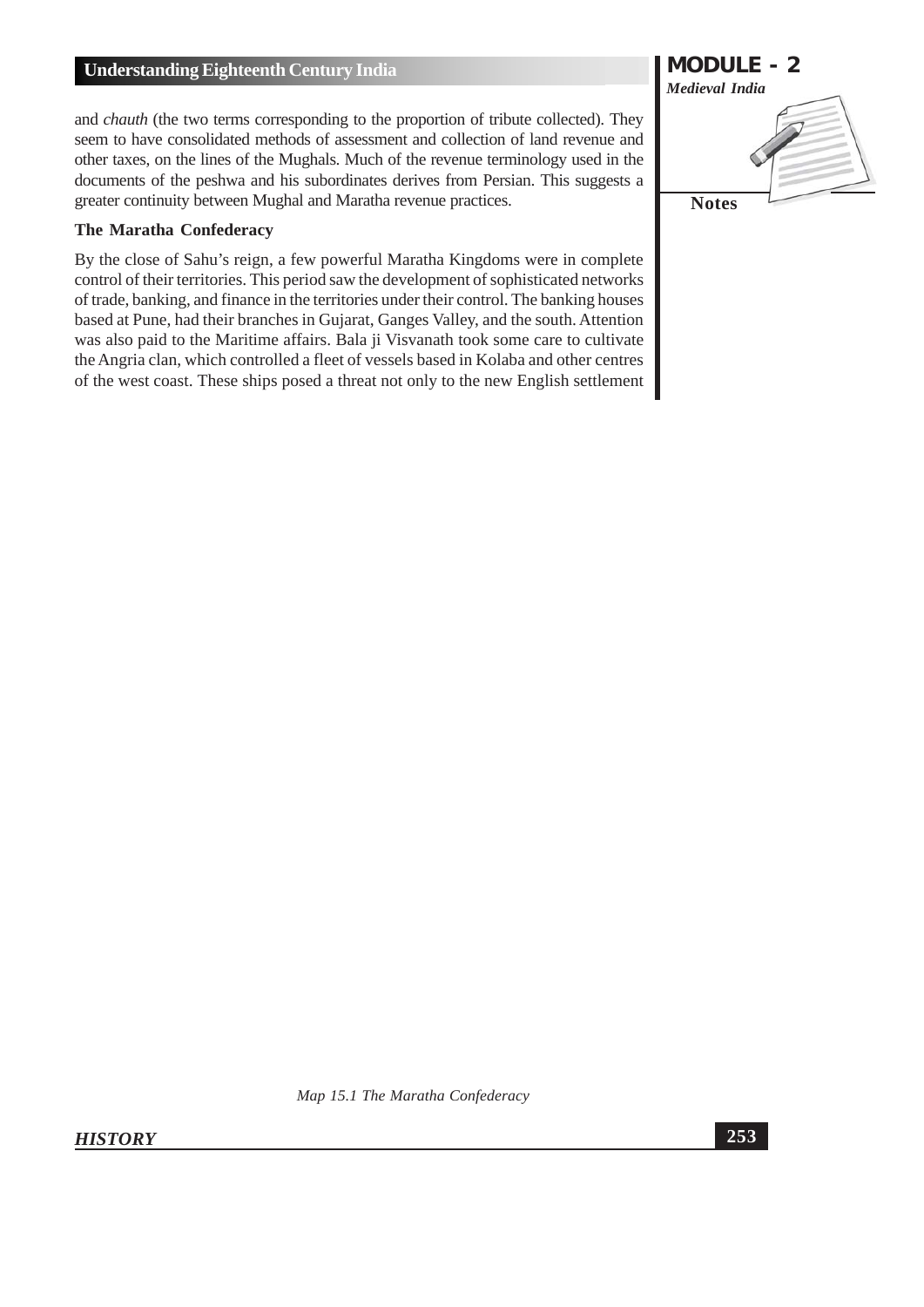and *chauth* (the two terms corresponding to the proportion of tribute collected). They seem to have consolidated methods of assessment and collection of land revenue and other taxes, on the lines of the Mughals. Much of the revenue terminology used in the documents of the peshwa and his subordinates derives from Persian. This suggests a greater continuity between Mughal and Maratha revenue practices.

### The Maratha Confederacy

By the close of Sahu's reign, a few powerful Maratha Kingdoms were in complete control of their territories. This period saw the development of sophisticated networks of trade, banking, and finance in the territories under their control. The banking houses based at Pune, had their branches in Gujarat, Ganges Valley, and the south. Attention was also paid to the Maritime affairs. Bala ji Visvanath took some care to cultivate the Angria clan, which controlled a fleet of vessels based in Kolaba and other centres of the west coast. These ships posed a threat not only to the new English settlement

Map 15.1 The Maratha Confederacy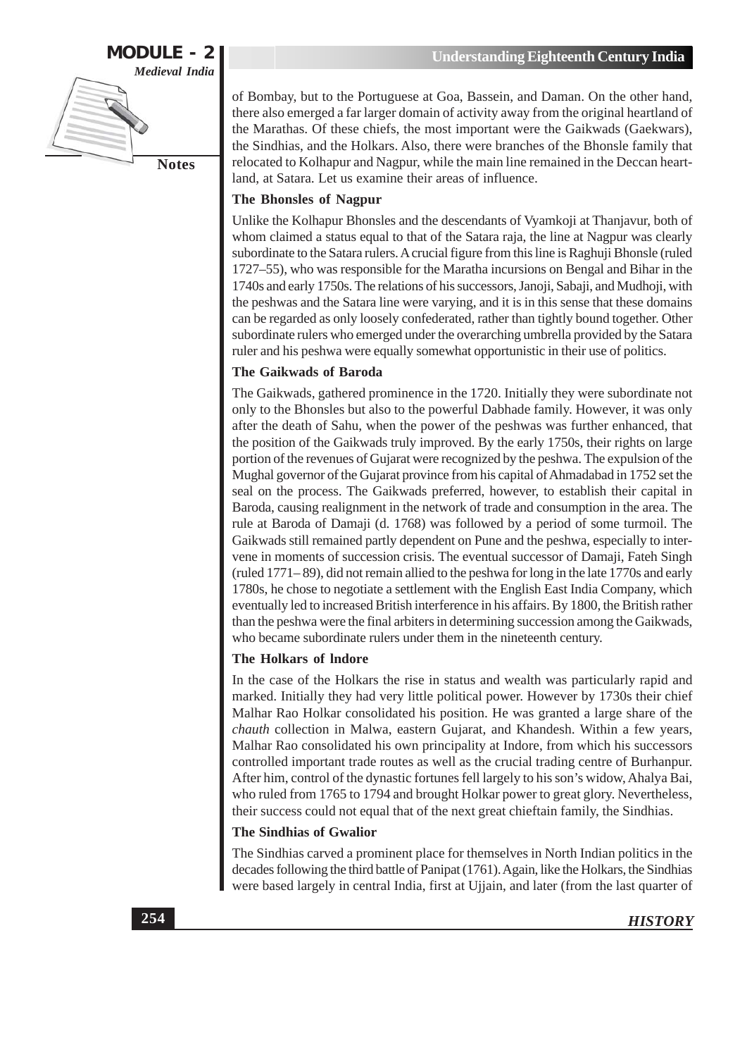of Bombay, but to the Portuguese at Goa, Bassein, and Daman. On the other hand, there also emerged a far larger domain of activity away from the original heartland of the Marathas. Of these chiefs, the most important were the Gaikwads (Gaekwars), the Sindhias, and the Holkars. Also, there were branches of the Bhonsle family that relocated to Kolhapur and Nagpur, while the main line remained in the Deccan heartland, at Satara. Let us examine their areas of influence.

### The Bhonsles of Nagpur

Unlike the Kolhapur Bhonsles and the descendants of Vyamkoji at Thanjavur, both of whom claimed a status equal to that of the Satara raja, the line at Nagpur was clearly subordinate to the Satara rulers. A crucial figure from this line is Raghuji Bhonsle (ruled 1727–55), who was responsible for the Maratha incursions on Bengal and Bihar in the 1740s and early 1750s. The relations of his successors, Janoji, Sabaji, and Mudhoji, with the peshwas and the Satara line were varying, and it is in this sense that these domains can be regarded as only loosely confederated, rather than tightly bound together. Other subordinate rulers who emerged under the overarching umbrella provided by the Satara ruler and his peshwa were equally somewhat opportunistic in their use of politics.

### The Gaikwads of Baroda

The Gaikwads, gathered prominence in the 1720. Initially they were subordinate not only to the Bhonsles but also to the powerful Dabhade family. However, it was only after the death of Sahu, when the power of the peshwas was further enhanced, that the position of the Gaikwads truly improved. By the early 1750s, their rights on large portion of the revenues of Gujarat were recognized by the peshwa. The expulsion of the Mughal governor of the Gujarat province from his capital of Ahmadabad in 1752 set the seal on the process. The Gaikwads preferred, however, to establish their capital in Baroda, causing realignment in the network of trade and consumption in the area. The rule at Baroda of Damaji (d. 1768) was followed by a period of some turmoil. The Gaikwads still remained partly dependent on Pune and the peshwa, especially to intervene in moments of succession crisis. The eventual successor of Damaji, Fateh Singh (ruled 1771– 89), did not remain allied to the peshwa for long in the late 1770s and early 1780s, he chose to negotiate a settlement with the English East India Company, which eventually led to increased British interference in his affairs. By 1800, the British rather than the peshwa were the final arbiters in determining succession among the Gaikwads, who became subordinate rulers under them in the nineteenth century.

### The Holkars of lndore

In the case of the Holkars the rise in status and wealth was particularly rapid and marked. Initially they had very little political power. However by 1730s their chief Malhar Rao Holkar consolidated his position. He was granted a large share of the *chauth* collection in Malwa, eastern Gujarat, and Khandesh. Within a few years, Malhar Rao consolidated his own principality at Indore, from which his successors controlled important trade routes as well as the crucial trading centre of Burhanpur. After him, control of the dynastic fortunes fell largely to his son's widow, Ahalya Bai, who ruled from 1765 to 1794 and brought Holkar power to great glory. Nevertheless, their success could not equal that of the next great chieftain family, the Sindhias.

### The Sindhias of Gwalior

The Sindhias carved a prominent place for themselves in North Indian politics in the decades following the third battle of Panipat (1761). Again, like the Holkars, the Sindhias were based largely in central India, first at Ujjain, and later (from the last quarter of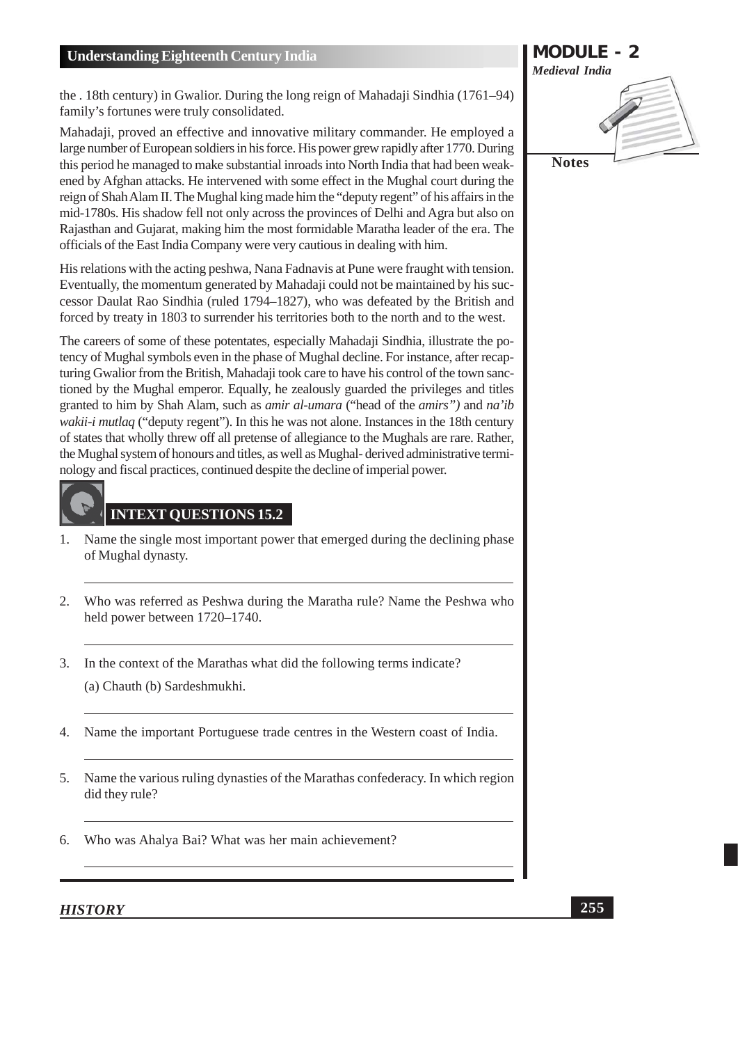the . 18th century) in Gwalior. During the long reign of Mahadaji Sindhia (1761–94) family's fortunes were truly consolidated.

Mahadaji, proved an effective and innovative military commander. He employed a large number of European soldiers in his force. His power grew rapidly after 1770. During this period he managed to make substantial inroads into North India that had been weakened by Afghan attacks. He intervened with some effect in the Mughal court during the reign of Shah Alam II. The Mughal king made him the "deputy regent" of his affairs in the mid-1780s. His shadow fell not only across the provinces of Delhi and Agra but also on Rajasthan and Gujarat, making him the most formidable Maratha leader of the era. The officials of the East India Company were very cautious in dealing with him.

His relations with the acting peshwa, Nana Fadnavis at Pune were fraught with tension. Eventually, the momentum generated by Mahadaji could not be maintained by his successor Daulat Rao Sindhia (ruled 1794–1827), who was defeated by the British and forced by treaty in 1803 to surrender his territories both to the north and to the west.

The careers of some of these potentates, especially Mahadaji Sindhia, illustrate the potency of Mughal symbols even in the phase of Mughal decline. For instance, after recapturing Gwalior from the British, Mahadaji took care to have his control of the town sanctioned by the Mughal emperor. Equally, he zealously guarded the privileges and titles granted to him by Shah Alam, such as *amir al-umara* ("head of the *amirs")* and *na'ib wakii-i mutlaq* ("deputy regent"). In this he was not alone. Instances in the 18th century of states that wholly threw off all pretense of allegiance to the Mughals are rare. Rather, the Mughal system of honours and titles, as well as Mughal- derived administrative terminology and fiscal practices, continued despite the decline of imperial power.

## INTEXT QUESTIONS 15.2

1. Name the single most important power that emerged during the declining phase of Mughal dynasty.

2. Who was referred as Peshwa during the Maratha rule? Name the Peshwa who held power between 1720–1740.

3. In the context of the Marathas what did the following terms indicate?

   (a) Chauth (b) Sardeshmukhi.

4. Name the important Portuguese trade centres in the Western coast of India.

5. Name the various ruling dynasties of the Marathas confederacy. In which region did they rule?

6. Who was Ahalya Bai? What was her main achievement?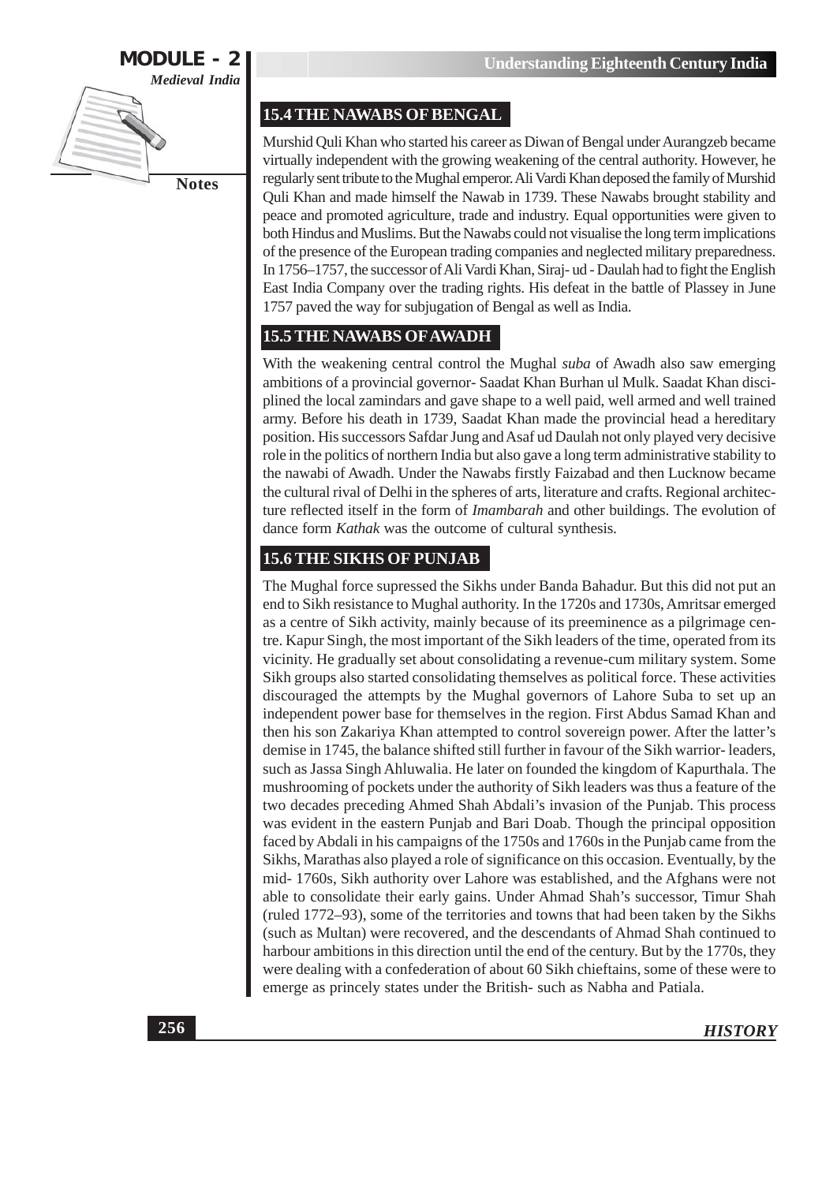## 15.4 THE NAWABS OF BENGAL

Murshid Quli Khan who started his career as Diwan of Bengal under Aurangzeb became virtually independent with the growing weakening of the central authority. However, he regularly sent tribute to the Mughal emperor. Ali Vardi Khan deposed the family of Murshid Quli Khan and made himself the Nawab in 1739. These Nawabs brought stability and peace and promoted agriculture, trade and industry. Equal opportunities were given to both Hindus and Muslims. But the Nawabs could not visualise the long term implications of the presence of the European trading companies and neglected military preparedness. In 1756–1757, the successor of Ali Vardi Khan, Siraj- ud - Daulah had to fight the English East India Company over the trading rights. His defeat in the battle of Plassey in June 1757 paved the way for subjugation of Bengal as well as India.

## 15.5 THE NAWABS OF AWADH

With the weakening central control the Mughal *suba* of Awadh also saw emerging ambitions of a provincial governor- Saadat Khan Burhan ul Mulk. Saadat Khan disciplined the local zamindars and gave shape to a well paid, well armed and well trained army. Before his death in 1739, Saadat Khan made the provincial head a hereditary position. His successors Safdar Jung and Asaf ud Daulah not only played very decisive role in the politics of northern India but also gave a long term administrative stability to the nawabi of Awadh. Under the Nawabs firstly Faizabad and then Lucknow became the cultural rival of Delhi in the spheres of arts, literature and crafts. Regional architecture reflected itself in the form of *Imambarah* and other buildings. The evolution of dance form *Kathak* was the outcome of cultural synthesis.

## 15.6 THE SIKHS OF PUNJAB

The Mughal force supressed the Sikhs under Banda Bahadur. But this did not put an end to Sikh resistance to Mughal authority. In the 1720s and 1730s, Amritsar emerged as a centre of Sikh activity, mainly because of its preeminence as a pilgrimage centre. Kapur Singh, the most important of the Sikh leaders of the time, operated from its vicinity. He gradually set about consolidating a revenue-cum military system. Some Sikh groups also started consolidating themselves as political force. These activities discouraged the attempts by the Mughal governors of Lahore Suba to set up an independent power base for themselves in the region. First Abdus Samad Khan and then his son Zakariya Khan attempted to control sovereign power. After the latter's demise in 1745, the balance shifted still further in favour of the Sikh warrior- leaders, such as Jassa Singh Ahluwalia. He later on founded the kingdom of Kapurthala. The mushrooming of pockets under the authority of Sikh leaders was thus a feature of the two decades preceding Ahmed Shah Abdali's invasion of the Punjab. This process was evident in the eastern Punjab and Bari Doab. Though the principal opposition faced by Abdali in his campaigns of the 1750s and 1760s in the Punjab came from the Sikhs, Marathas also played a role of significance on this occasion. Eventually, by the mid- 1760s, Sikh authority over Lahore was established, and the Afghans were not able to consolidate their early gains. Under Ahmad Shah's successor, Timur Shah (ruled 1772–93), some of the territories and towns that had been taken by the Sikhs (such as Multan) were recovered, and the descendants of Ahmad Shah continued to harbour ambitions in this direction until the end of the century. But by the 1770s, they were dealing with a confederation of about 60 Sikh chieftains, some of these were to emerge as princely states under the British- such as Nabha and Patiala.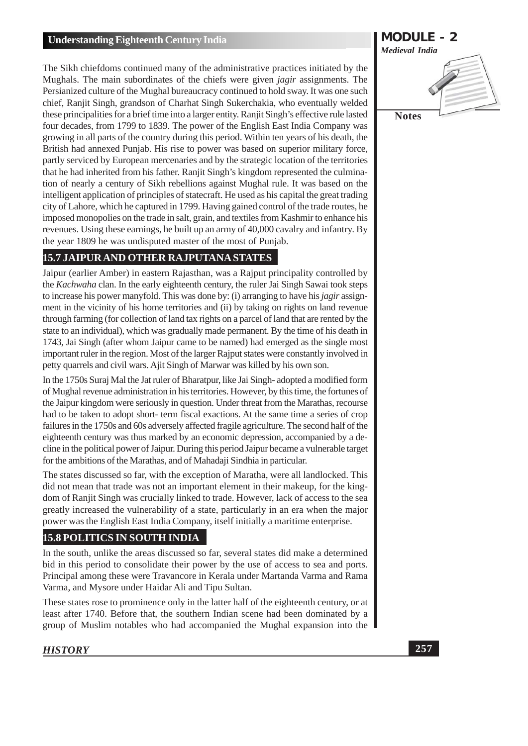The Sikh chiefdoms continued many of the administrative practices initiated by the Mughals. The main subordinates of the chiefs were given *jagir* assignments. The Persianized culture of the Mughal bureaucracy continued to hold sway. It was one such chief, Ranjit Singh, grandson of Charhat Singh Sukerchakia, who eventually welded these principalities for a brief time into a larger entity. Ranjit Singh's effective rule lasted four decades, from 1799 to 1839. The power of the English East India Company was growing in all parts of the country during this period. Within ten years of his death, the British had annexed Punjab. His rise to power was based on superior military force, partly serviced by European mercenaries and by the strategic location of the territories that he had inherited from his father. Ranjit Singh's kingdom represented the culmination of nearly a century of Sikh rebellions against Mughal rule. It was based on the intelligent application of principles of statecraft. He used as his capital the great trading city of Lahore, which he captured in 1799. Having gained control of the trade routes, he imposed monopolies on the trade in salt, grain, and textiles from Kashmir to enhance his revenues. Using these earnings, he built up an army of 40,000 cavalry and infantry. By the year 1809 he was undisputed master of the most of Punjab.

## 15.7 JAIPUR AND OTHER RAJPUTANA STATES

Jaipur (earlier Amber) in eastern Rajasthan, was a Rajput principality controlled by the *Kachwaha* clan. In the early eighteenth century, the ruler Jai Singh Sawai took steps to increase his power manyfold. This was done by: (i) arranging to have his *jagir* assignment in the vicinity of his home territories and (ii) by taking on rights on land revenue through farming (for collection of land tax rights on a parcel of land that are rented by the state to an individual), which was gradually made permanent. By the time of his death in 1743, Jai Singh (after whom Jaipur came to be named) had emerged as the single most important ruler in the region. Most of the larger Rajput states were constantly involved in petty quarrels and civil wars. Ajit Singh of Marwar was killed by his own son.

In the 1750s Suraj Mal the Jat ruler of Bharatpur, like Jai Singh- adopted a modified form of Mughal revenue administration in his territories. However, by this time, the fortunes of the Jaipur kingdom were seriously in question. Under threat from the Marathas, recourse had to be taken to adopt short- term fiscal exactions. At the same time a series of crop failures in the 1750s and 60s adversely affected fragile agriculture. The second half of the eighteenth century was thus marked by an economic depression, accompanied by a decline in the political power of Jaipur. During this period Jaipur became a vulnerable target for the ambitions of the Marathas, and of Mahadaji Sindhia in particular.

The states discussed so far, with the exception of Maratha, were all landlocked. This did not mean that trade was not an important element in their makeup, for the kingdom of Ranjit Singh was crucially linked to trade. However, lack of access to the sea greatly increased the vulnerability of a state, particularly in an era when the major power was the English East India Company, itself initially a maritime enterprise.

## 15.8 POLITICS IN SOUTH INDIA

In the south, unlike the areas discussed so far, several states did make a determined bid in this period to consolidate their power by the use of access to sea and ports. Principal among these were Travancore in Kerala under Martanda Varma and Rama Varma, and Mysore under Haidar Ali and Tipu Sultan.

These states rose to prominence only in the latter half of the eighteenth century, or at least after 1740. Before that, the southern Indian scene had been dominated by a group of Muslim notables who had accompanied the Mughal expansion into the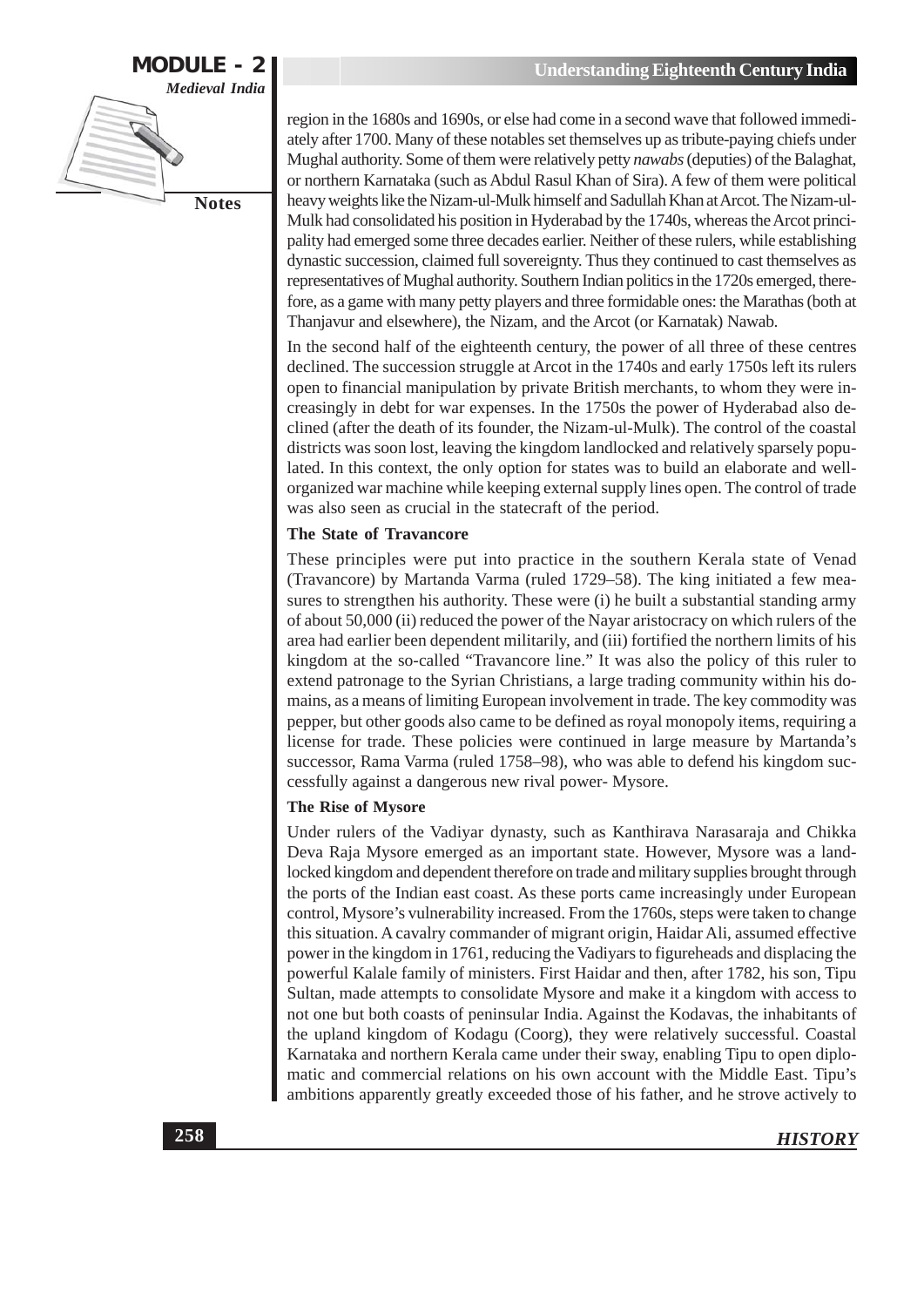region in the 1680s and 1690s, or else had come in a second wave that followed immediately after 1700. Many of these notables set themselves up as tribute-paying chiefs under Mughal authority. Some of them were relatively petty *nawabs* (deputies) of the Balaghat, or northern Karnataka (such as Abdul Rasul Khan of Sira). A few of them were political heavy weights like the Nizam-ul-Mulk himself and Sadullah Khan at Arcot. The Nizam-ul-Mulk had consolidated his position in Hyderabad by the 1740s, whereas the Arcot principality had emerged some three decades earlier. Neither of these rulers, while establishing dynastic succession, claimed full sovereignty. Thus they continued to cast themselves as representatives of Mughal authority. Southern Indian politics in the 1720s emerged, therefore, as a game with many petty players and three formidable ones: the Marathas (both at Thanjavur and elsewhere), the Nizam, and the Arcot (or Karnatak) Nawab.

In the second half of the eighteenth century, the power of all three of these centres declined. The succession struggle at Arcot in the 1740s and early 1750s left its rulers open to financial manipulation by private British merchants, to whom they were increasingly in debt for war expenses. In the 1750s the power of Hyderabad also declined (after the death of its founder, the Nizam-ul-Mulk). The control of the coastal districts was soon lost, leaving the kingdom landlocked and relatively sparsely populated. In this context, the only option for states was to build an elaborate and well-organized war machine while keeping external supply lines open. The control of trade was also seen as crucial in the statecraft of the period.

**The State of Travancore**

These principles were put into practice in the southern Kerala state of Venad (Travancore) by Martanda Varma (ruled 1729–58). The king initiated a few measures to strengthen his authority. These were (i) he built a substantial standing army of about 50,000 (ii) reduced the power of the Nayar aristocracy on which rulers of the area had earlier been dependent militarily, and (iii) fortified the northern limits of his kingdom at the so-called "Travancore line." It was also the policy of this ruler to extend patronage to the Syrian Christians, a large trading community within his domains, as a means of limiting European involvement in trade. The key commodity was pepper, but other goods also came to be defined as royal monopoly items, requiring a license for trade. These policies were continued in large measure by Martanda's successor, Rama Varma (ruled 1758–98), who was able to defend his kingdom successfully against a dangerous new rival power- Mysore.

**The Rise of Mysore**

Under rulers of the Vadiyar dynasty, such as Kanthirava Narasaraja and Chikka Deva Raja Mysore emerged as an important state. However, Mysore was a landlocked kingdom and dependent therefore on trade and military supplies brought through the ports of the Indian east coast. As these ports came increasingly under European control, Mysore's vulnerability increased. From the 1760s, steps were taken to change this situation. A cavalry commander of migrant origin, Haidar Ali, assumed effective power in the kingdom in 1761, reducing the Vadiyars to figureheads and displacing the powerful Kalale family of ministers. First Haidar and then, after 1782, his son, Tipu Sultan, made attempts to consolidate Mysore and make it a kingdom with access to not one but both coasts of peninsular India. Against the Kodavas, the inhabitants of the upland kingdom of Kodagu (Coorg), they were relatively successful. Coastal Karnataka and northern Kerala came under their sway, enabling Tipu to open diplomatic and commercial relations on his own account with the Middle East. Tipu's ambitions apparently greatly exceeded those of his father, and he strove actively to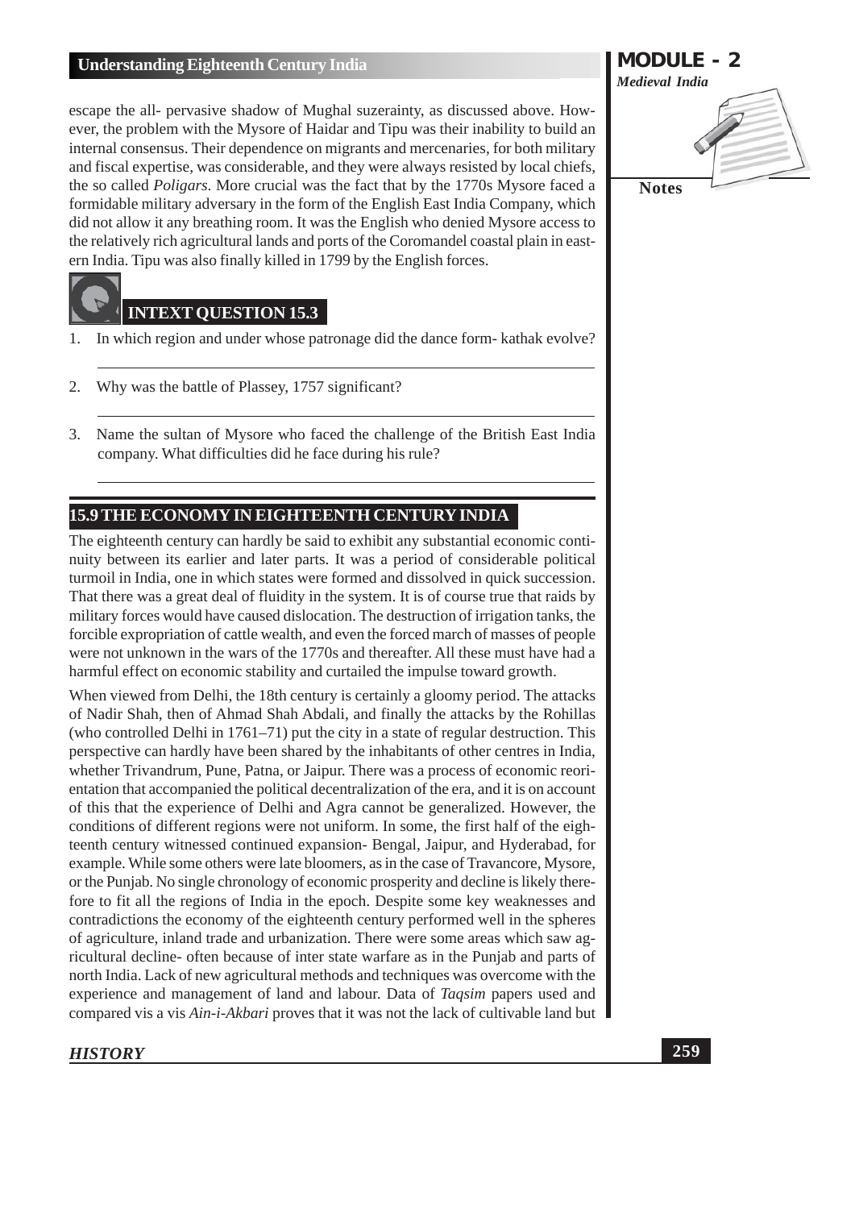escape the all- pervasive shadow of Mughal suzerainty, as discussed above. However, the problem with the Mysore of Haidar and Tipu was their inability to build an internal consensus. Their dependence on migrants and mercenaries, for both military and fiscal expertise, was considerable, and they were always resisted by local chiefs, the so called *Poligars*. More crucial was the fact that by the 1770s Mysore faced a formidable military adversary in the form of the English East India Company, which did not allow it any breathing room. It was the English who denied Mysore access to the relatively rich agricultural lands and ports of the Coromandel coastal plain in eastern India. Tipu was also finally killed in 1799 by the English forces.

## INTEXT QUESTION 15.3

1. In which region and under whose patronage did the dance form- kathak evolve?

2. Why was the battle of Plassey, 1757 significant?

3. Name the sultan of Mysore who faced the challenge of the British East India company. What difficulties did he face during his rule?

## 15.9 THE ECONOMY IN EIGHTEENTH CENTURY INDIA

The eighteenth century can hardly be said to exhibit any substantial economic continuity between its earlier and later parts. It was a period of considerable political turmoil in India, one in which states were formed and dissolved in quick succession. That there was a great deal of fluidity in the system. It is of course true that raids by military forces would have caused dislocation. The destruction of irrigation tanks, the forcible expropriation of cattle wealth, and even the forced march of masses of people were not unknown in the wars of the 1770s and thereafter. All these must have had a harmful effect on economic stability and curtailed the impulse toward growth.

When viewed from Delhi, the 18th century is certainly a gloomy period. The attacks of Nadir Shah, then of Ahmad Shah Abdali, and finally the attacks by the Rohillas (who controlled Delhi in 1761–71) put the city in a state of regular destruction. This perspective can hardly have been shared by the inhabitants of other centres in India, whether Trivandrum, Pune, Patna, or Jaipur. There was a process of economic reorientation that accompanied the political decentralization of the era, and it is on account of this that the experience of Delhi and Agra cannot be generalized. However, the conditions of different regions were not uniform. In some, the first half of the eighteenth century witnessed continued expansion- Bengal, Jaipur, and Hyderabad, for example. While some others were late bloomers, as in the case of Travancore, Mysore, or the Punjab. No single chronology of economic prosperity and decline is likely therefore to fit all the regions of India in the epoch. Despite some key weaknesses and contradictions the economy of the eighteenth century performed well in the spheres of agriculture, inland trade and urbanization. There were some areas which saw agricultural decline- often because of inter state warfare as in the Punjab and parts of north India. Lack of new agricultural methods and techniques was overcome with the experience and management of land and labour. Data of *Taqsim* papers used and compared vis a vis *Ain-i-Akbari* proves that it was not the lack of cultivable land but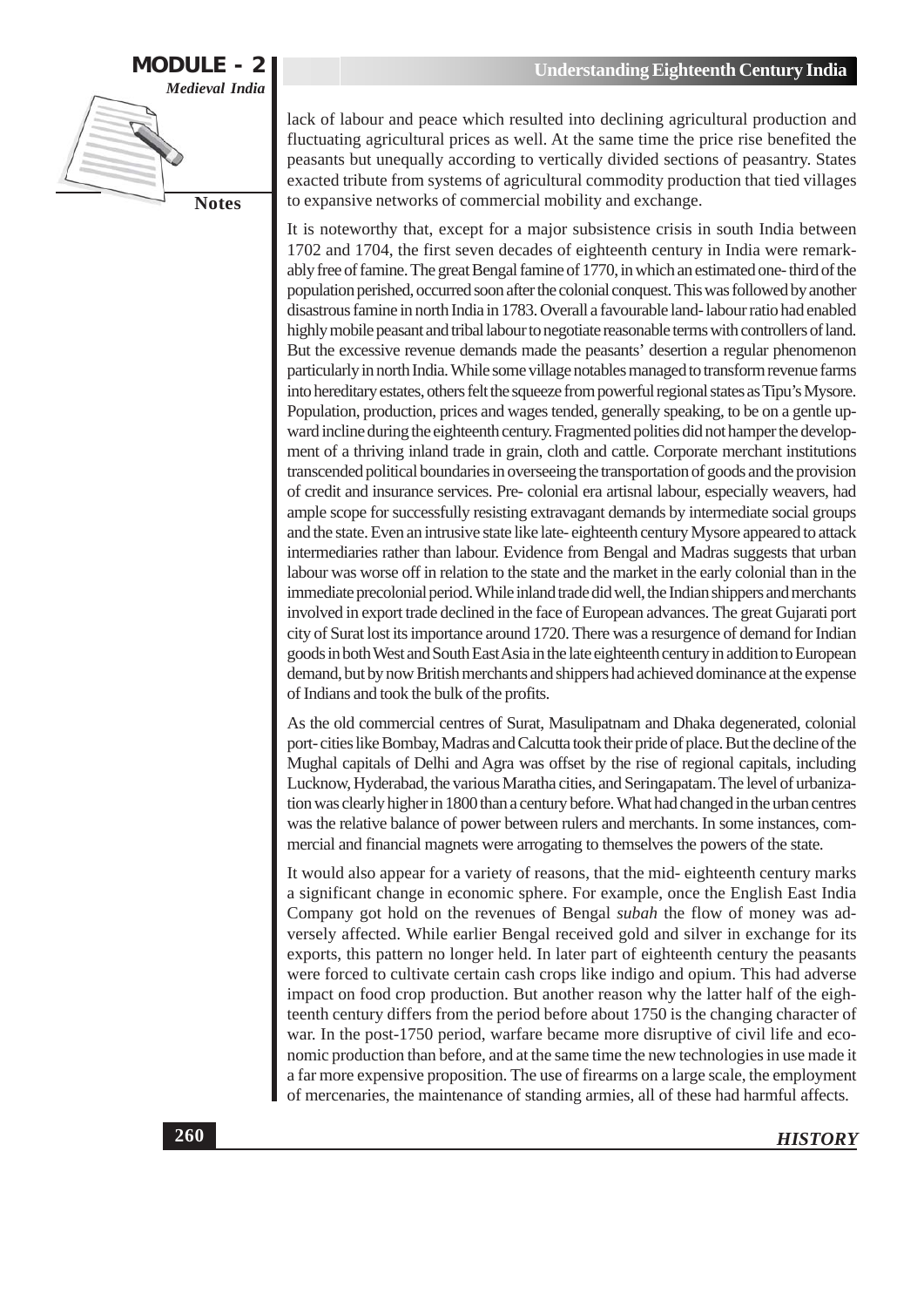lack of labour and peace which resulted into declining agricultural production and fluctuating agricultural prices as well. At the same time the price rise benefited the peasants but unequally according to vertically divided sections of peasantry. States exacted tribute from systems of agricultural commodity production that tied villages to expansive networks of commercial mobility and exchange.

It is noteworthy that, except for a major subsistence crisis in south India between 1702 and 1704, the first seven decades of eighteenth century in India were remarkably free of famine. The great Bengal famine of 1770, in which an estimated one- third of the population perished, occurred soon after the colonial conquest. This was followed by another disastrous famine in north India in 1783. Overall a favourable land- labour ratio had enabled highly mobile peasant and tribal labour to negotiate reasonable terms with controllers of land. But the excessive revenue demands made the peasants' desertion a regular phenomenon particularly in north India. While some village notables managed to transform revenue farms into hereditary estates, others felt the squeeze from powerful regional states as Tipu's Mysore. Population, production, prices and wages tended, generally speaking, to be on a gentle upward incline during the eighteenth century. Fragmented polities did not hamper the development of a thriving inland trade in grain, cloth and cattle. Corporate merchant institutions transcended political boundaries in overseeing the transportation of goods and the provision of credit and insurance services. Pre- colonial era artisnal labour, especially weavers, had ample scope for successfully resisting extravagant demands by intermediate social groups and the state. Even an intrusive state like late- eighteenth century Mysore appeared to attack intermediaries rather than labour. Evidence from Bengal and Madras suggests that urban labour was worse off in relation to the state and the market in the early colonial than in the immediate precolonial period. While inland trade did well, the Indian shippers and merchants involved in export trade declined in the face of European advances. The great Gujarati port city of Surat lost its importance around 1720. There was a resurgence of demand for Indian goods in both West and South East Asia in the late eighteenth century in addition to European demand, but by now British merchants and shippers had achieved dominance at the expense of Indians and took the bulk of the profits.

As the old commercial centres of Surat, Masulipatnam and Dhaka degenerated, colonial port- cities like Bombay, Madras and Calcutta took their pride of place. But the decline of the Mughal capitals of Delhi and Agra was offset by the rise of regional capitals, including Lucknow, Hyderabad, the various Maratha cities, and Seringapatam. The level of urbanization was clearly higher in 1800 than a century before. What had changed in the urban centres was the relative balance of power between rulers and merchants. In some instances, commercial and financial magnets were arrogating to themselves the powers of the state.

It would also appear for a variety of reasons, that the mid- eighteenth century marks a significant change in economic sphere. For example, once the English East India Company got hold on the revenues of Bengal *subah* the flow of money was adversely affected. While earlier Bengal received gold and silver in exchange for its exports, this pattern no longer held. In later part of eighteenth century the peasants were forced to cultivate certain cash crops like indigo and opium. This had adverse impact on food crop production. But another reason why the latter half of the eighteenth century differs from the period before about 1750 is the changing character of war. In the post-1750 period, warfare became more disruptive of civil life and economic production than before, and at the same time the new technologies in use made it a far more expensive proposition. The use of firearms on a large scale, the employment of mercenaries, the maintenance of standing armies, all of these had harmful affects.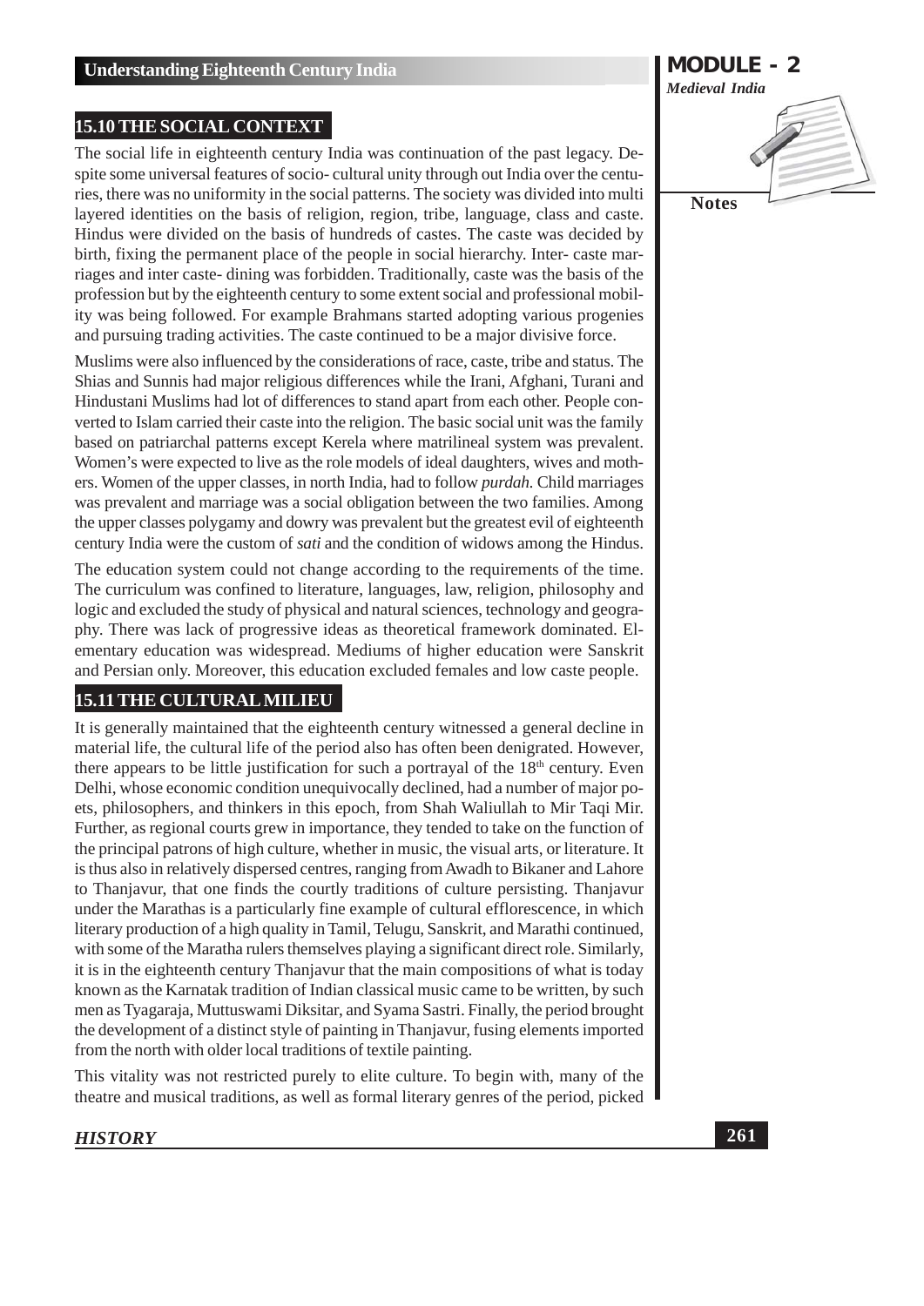## 15.10 THE SOCIAL CONTEXT

The social life in eighteenth century India was continuation of the past legacy. Despite some universal features of socio- cultural unity through out India over the centuries, there was no uniformity in the social patterns. The society was divided into multi layered identities on the basis of religion, region, tribe, language, class and caste. Hindus were divided on the basis of hundreds of castes. The caste was decided by birth, fixing the permanent place of the people in social hierarchy. Inter- caste marriages and inter caste- dining was forbidden. Traditionally, caste was the basis of the profession but by the eighteenth century to some extent social and professional mobility was being followed. For example Brahmans started adopting various progenies and pursuing trading activities. The caste continued to be a major divisive force.

Muslims were also influenced by the considerations of race, caste, tribe and status. The Shias and Sunnis had major religious differences while the Irani, Afghani, Turani and Hindustani Muslims had lot of differences to stand apart from each other. People converted to Islam carried their caste into the religion. The basic social unit was the family based on patriarchal patterns except Kerela where matrilineal system was prevalent. Women's were expected to live as the role models of ideal daughters, wives and mothers. Women of the upper classes, in north India, had to follow *purdah.* Child marriages was prevalent and marriage was a social obligation between the two families. Among the upper classes polygamy and dowry was prevalent but the greatest evil of eighteenth century India were the custom of *sati* and the condition of widows among the Hindus.

The education system could not change according to the requirements of the time. The curriculum was confined to literature, languages, law, religion, philosophy and logic and excluded the study of physical and natural sciences, technology and geography. There was lack of progressive ideas as theoretical framework dominated. Elementary education was widespread. Mediums of higher education were Sanskrit and Persian only. Moreover, this education excluded females and low caste people.

## 15.11 THE CULTURAL MILIEU

It is generally maintained that the eighteenth century witnessed a general decline in material life, the cultural life of the period also has often been denigrated. However, there appears to be little justification for such a portrayal of the 18th century. Even Delhi, whose economic condition unequivocally declined, had a number of major poets, philosophers, and thinkers in this epoch, from Shah Waliullah to Mir Taqi Mir. Further, as regional courts grew in importance, they tended to take on the function of the principal patrons of high culture, whether in music, the visual arts, or literature. It is thus also in relatively dispersed centres, ranging from Awadh to Bikaner and Lahore to Thanjavur, that one finds the courtly traditions of culture persisting. Thanjavur under the Marathas is a particularly fine example of cultural efflorescence, in which literary production of a high quality in Tamil, Telugu, Sanskrit, and Marathi continued, with some of the Maratha rulers themselves playing a significant direct role. Similarly, it is in the eighteenth century Thanjavur that the main compositions of what is today known as the Karnatak tradition of Indian classical music came to be written, by such men as Tyagaraja, Muttuswami Diksitar, and Syama Sastri. Finally, the period brought the development of a distinct style of painting in Thanjavur, fusing elements imported from the north with older local traditions of textile painting.

This vitality was not restricted purely to elite culture. To begin with, many of the theatre and musical traditions, as well as formal literary genres of the period, picked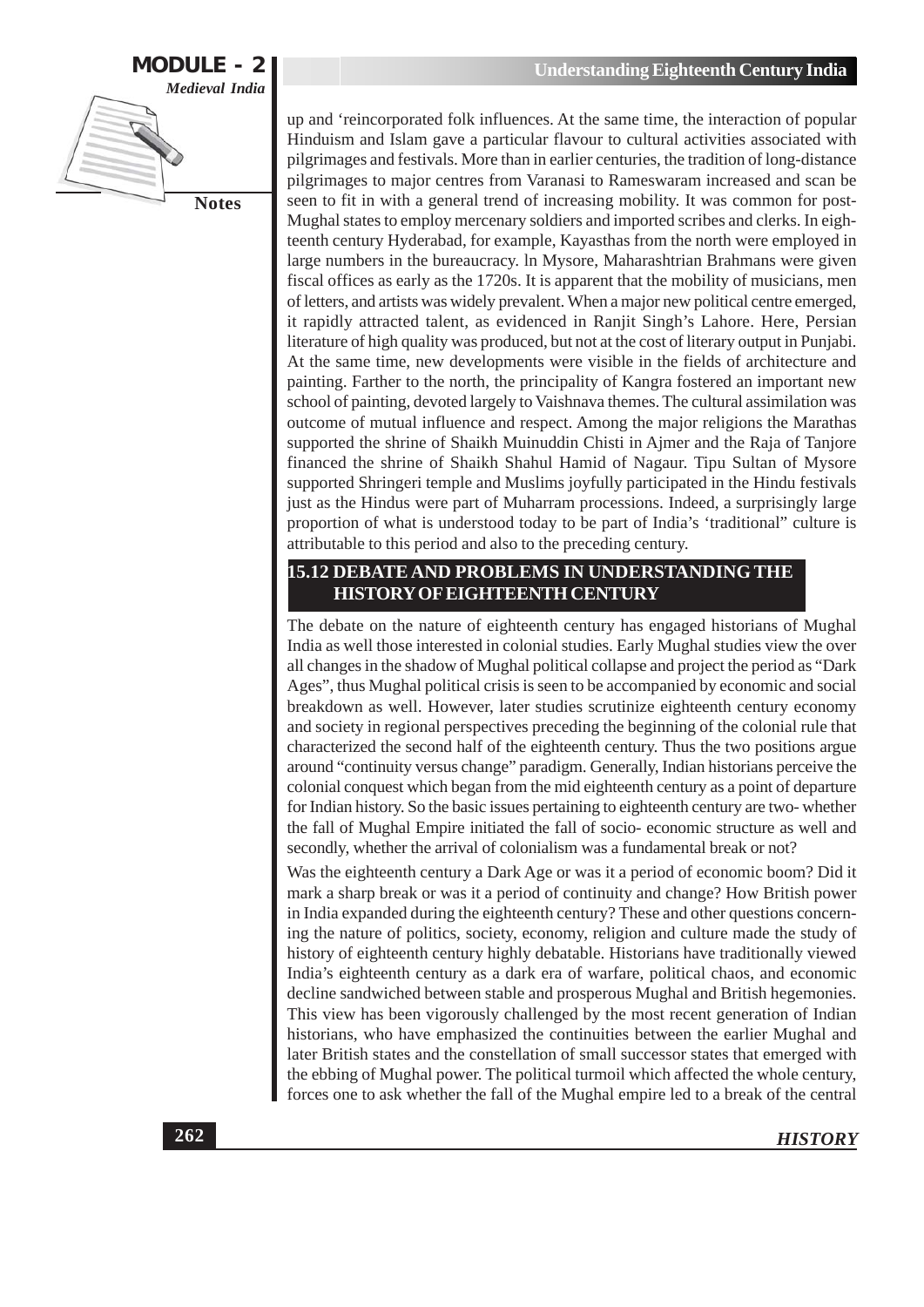up and 'reincorporated folk influences. At the same time, the interaction of popular Hinduism and Islam gave a particular flavour to cultural activities associated with pilgrimages and festivals. More than in earlier centuries, the tradition of long-distance pilgrimages to major centres from Varanasi to Rameswaram increased and scan be seen to fit in with a general trend of increasing mobility. It was common for post-Mughal states to employ mercenary soldiers and imported scribes and clerks. In eighteenth century Hyderabad, for example, Kayasthas from the north were employed in large numbers in the bureaucracy. ln Mysore, Maharashtrian Brahmans were given fiscal offices as early as the 1720s. It is apparent that the mobility of musicians, men of letters, and artists was widely prevalent. When a major new political centre emerged, it rapidly attracted talent, as evidenced in Ranjit Singh's Lahore. Here, Persian literature of high quality was produced, but not at the cost of literary output in Punjabi. At the same time, new developments were visible in the fields of architecture and painting. Farther to the north, the principality of Kangra fostered an important new school of painting, devoted largely to Vaishnava themes. The cultural assimilation was outcome of mutual influence and respect. Among the major religions the Marathas supported the shrine of Shaikh Muinuddin Chisti in Ajmer and the Raja of Tanjore financed the shrine of Shaikh Shahul Hamid of Nagaur. Tipu Sultan of Mysore supported Shringeri temple and Muslims joyfully participated in the Hindu festivals just as the Hindus were part of Muharram processions. Indeed, a surprisingly large proportion of what is understood today to be part of India's 'traditional" culture is attributable to this period and also to the preceding century.

## 15.12 DEBATE AND PROBLEMS IN UNDERSTANDING THE HISTORY OF EIGHTEENTH CENTURY

The debate on the nature of eighteenth century has engaged historians of Mughal India as well those interested in colonial studies. Early Mughal studies view the over all changes in the shadow of Mughal political collapse and project the period as "Dark Ages", thus Mughal political crisis is seen to be accompanied by economic and social breakdown as well. However, later studies scrutinize eighteenth century economy and society in regional perspectives preceding the beginning of the colonial rule that characterized the second half of the eighteenth century. Thus the two positions argue around "continuity versus change" paradigm. Generally, Indian historians perceive the colonial conquest which began from the mid eighteenth century as a point of departure for Indian history. So the basic issues pertaining to eighteenth century are two- whether the fall of Mughal Empire initiated the fall of socio- economic structure as well and secondly, whether the arrival of colonialism was a fundamental break or not?

Was the eighteenth century a Dark Age or was it a period of economic boom? Did it mark a sharp break or was it a period of continuity and change? How British power in India expanded during the eighteenth century? These and other questions concerning the nature of politics, society, economy, religion and culture made the study of history of eighteenth century highly debatable. Historians have traditionally viewed India's eighteenth century as a dark era of warfare, political chaos, and economic decline sandwiched between stable and prosperous Mughal and British hegemonies. This view has been vigorously challenged by the most recent generation of Indian historians, who have emphasized the continuities between the earlier Mughal and later British states and the constellation of small successor states that emerged with the ebbing of Mughal power. The political turmoil which affected the whole century, forces one to ask whether the fall of the Mughal empire led to a break of the central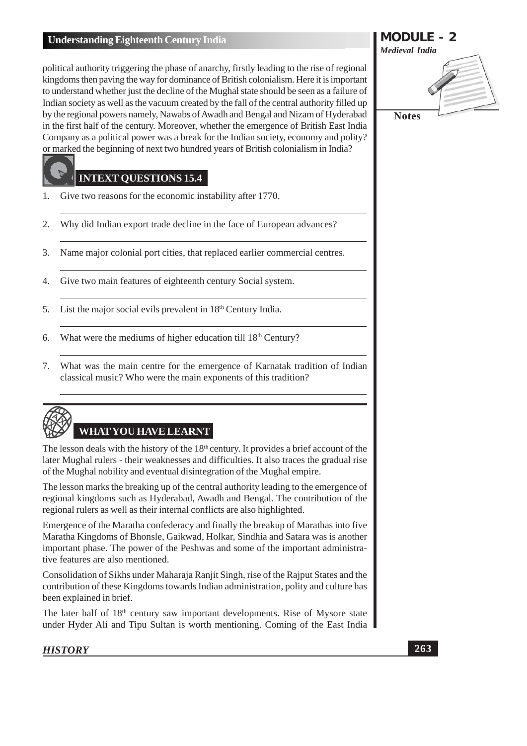political authority triggering the phase of anarchy, firstly leading to the rise of regional kingdoms then paving the way for dominance of British colonialism. Here it is important to understand whether just the decline of the Mughal state should be seen as a failure of Indian society as well as the vacuum created by the fall of the central authority filled up by the regional powers namely, Nawabs of Awadh and Bengal and Nizam of Hyderabad in the first half of the century. Moreover, whether the emergence of British East India Company as a political power was a break for the Indian society, economy and polity? or marked the beginning of next two hundred years of British colonialism in India?

## INTEXT QUESTIONS 15.4

1. Give two reasons for the economic instability after 1770.

2. Why did Indian export trade decline in the face of European advances?

3. Name major colonial port cities, that replaced earlier commercial centres.

4. Give two main features of eighteenth century Social system.

5. List the major social evils prevalent in 18th Century India.

6. What were the mediums of higher education till 18th Century?

7. What was the main centre for the emergence of Karnatak tradition of Indian classical music? Who were the main exponents of this tradition?

## WHAT YOU HAVE LEARNT

The lesson deals with the history of the 18th century. It provides a brief account of the later Mughal rulers - their weaknesses and difficulties. It also traces the gradual rise of the Mughal nobility and eventual disintegration of the Mughal empire.

The lesson marks the breaking up of the central authority leading to the emergence of regional kingdoms such as Hyderabad, Awadh and Bengal. The contribution of the regional rulers as well as their internal conflicts are also highlighted.

Emergence of the Maratha confederacy and finally the breakup of Marathas into five Maratha Kingdoms of Bhonsle, Gaikwad, Holkar, Sindhia and Satara was is another important phase. The power of the Peshwas and some of the important administrative features are also mentioned.

Consolidation of Sikhs under Maharaja Ranjit Singh, rise of the Rajput States and the contribution of these Kingdoms towards Indian administration, polity and culture has been explained in brief.

The later half of 18th century saw important developments. Rise of Mysore state under Hyder Ali and Tipu Sultan is worth mentioning. Coming of the East India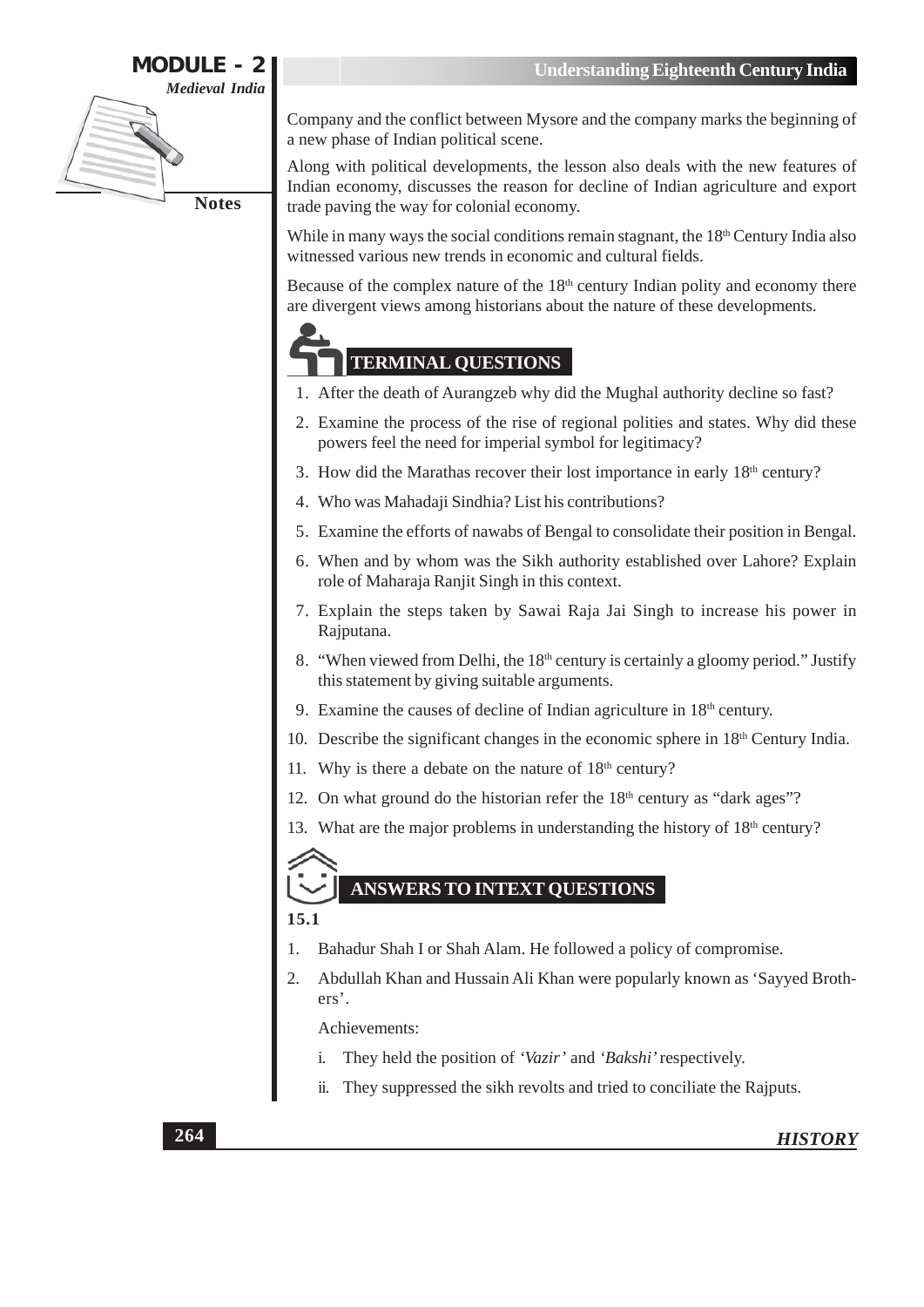Company and the conflict between Mysore and the company marks the beginning of a new phase of Indian political scene.

Along with political developments, the lesson also deals with the new features of Indian economy, discusses the reason for decline of Indian agriculture and export trade paving the way for colonial economy.

While in many ways the social conditions remain stagnant, the $18^{th}$ Century India also witnessed various new trends in economic and cultural fields.

Because of the complex nature of the $18^{th}$ century Indian polity and economy there are divergent views among historians about the nature of these developments.

## TERMINAL QUESTIONS

1. After the death of Aurangzeb why did the Mughal authority decline so fast?
2. Examine the process of the rise of regional polities and states. Why did these powers feel the need for imperial symbol for legitimacy?
3. How did the Marathas recover their lost importance in early $18^{th}$ century?
4. Who was Mahadaji Sindhia? List his contributions?
5. Examine the efforts of nawabs of Bengal to consolidate their position in Bengal.
6. When and by whom was the Sikh authority established over Lahore? Explain role of Maharaja Ranjit Singh in this context.
7. Explain the steps taken by Sawai Raja Jai Singh to increase his power in Rajputana.
8. "When viewed from Delhi, the $18^{th}$ century is certainly a gloomy period." Justify this statement by giving suitable arguments.
9. Examine the causes of decline of Indian agriculture in $18^{th}$ century.
10. Describe the significant changes in the economic sphere in $18^{th}$ Century India.
11. Why is there a debate on the nature of $18^{th}$ century?
12. On what ground do the historian refer the $18^{th}$ century as "dark ages"?
13. What are the major problems in understanding the history of $18^{th}$ century?

## ANSWERS TO INTEXT QUESTIONS

**15.1**

1. Bahadur Shah I or Shah Alam. He followed a policy of compromise.
2. Abdullah Khan and Hussain Ali Khan were popularly known as 'Sayyed Brothers'.

   Achievements:

   i. They held the position of *'Vazir'* and *'Bakshi'* respectively.

   ii. They suppressed the sikh revolts and tried to conciliate the Rajputs.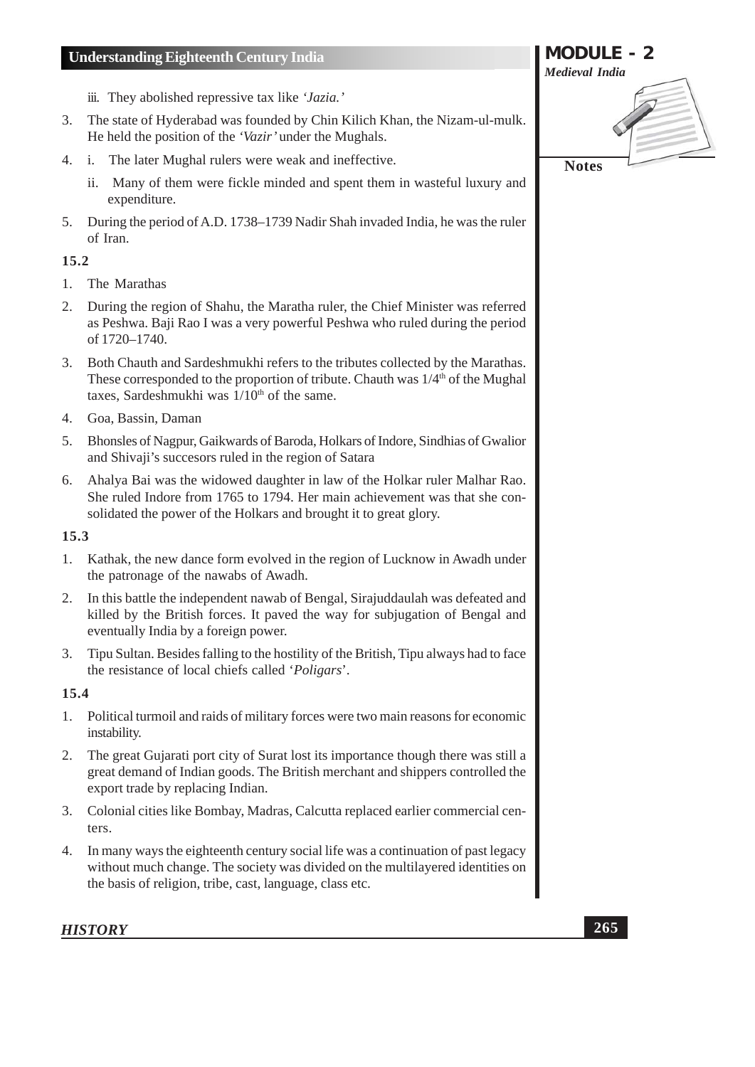iii. They abolished repressive tax like *'Jazia.'*

3. The state of Hyderabad was founded by Chin Kilich Khan, the Nizam-ul-mulk. He held the position of the *'Vazir'* under the Mughals.

4. i. The later Mughal rulers were weak and ineffective.

   ii. Many of them were fickle minded and spent them in wasteful luxury and expenditure.

5. During the period of A.D. 1738–1739 Nadir Shah invaded India, he was the ruler of Iran.

**15.2**

1. The Marathas
2. During the region of Shahu, the Maratha ruler, the Chief Minister was referred as Peshwa. Baji Rao I was a very powerful Peshwa who ruled during the period of 1720–1740.
3. Both Chauth and Sardeshmukhi refers to the tributes collected by the Marathas. These corresponded to the proportion of tribute. Chauth was 1/4th of the Mughal taxes, Sardeshmukhi was 1/10th of the same.
4. Goa, Bassin, Daman
5. Bhonsles of Nagpur, Gaikwards of Baroda, Holkars of Indore, Sindhias of Gwalior and Shivaji's succesors ruled in the region of Satara
6. Ahalya Bai was the widowed daughter in law of the Holkar ruler Malhar Rao. She ruled Indore from 1765 to 1794. Her main achievement was that she consolidated the power of the Holkars and brought it to great glory.

**15.3**

1. Kathak, the new dance form evolved in the region of Lucknow in Awadh under the patronage of the nawabs of Awadh.
2. In this battle the independent nawab of Bengal, Sirajuddaulah was defeated and killed by the British forces. It paved the way for subjugation of Bengal and eventually India by a foreign power.
3. Tipu Sultan. Besides falling to the hostility of the British, Tipu always had to face the resistance of local chiefs called '*Poligars*'.

**15.4**

1. Political turmoil and raids of military forces were two main reasons for economic instability.
2. The great Gujarati port city of Surat lost its importance though there was still a great demand of Indian goods. The British merchant and shippers controlled the export trade by replacing Indian.
3. Colonial cities like Bombay, Madras, Calcutta replaced earlier commercial centers.
4. In many ways the eighteenth century social life was a continuation of past legacy without much change. The society was divided on the multilayered identities on the basis of religion, tribe, cast, language, class etc.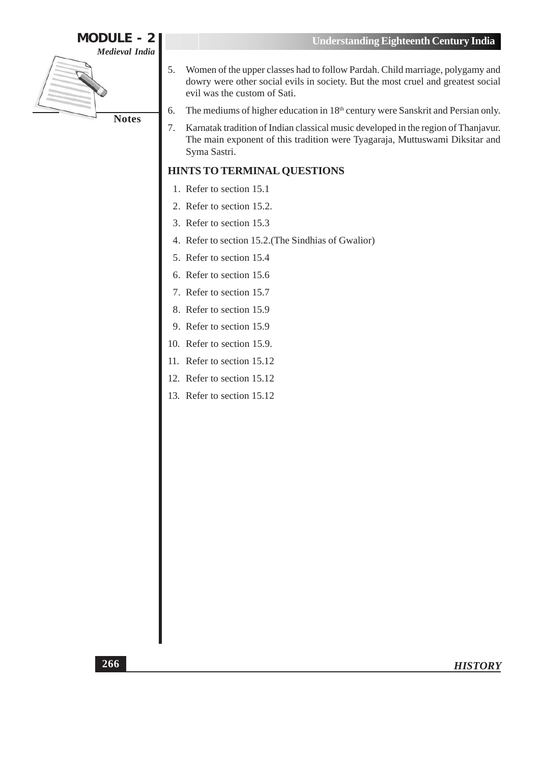5. Women of the upper classes had to follow Pardah. Child marriage, polygamy and dowry were other social evils in society. But the most cruel and greatest social evil was the custom of Sati.
6. The mediums of higher education in 18th century were Sanskrit and Persian only.
7. Karnatak tradition of Indian classical music developed in the region of Thanjavur. The main exponent of this tradition were Tyagaraja, Muttuswami Diksitar and Syma Sastri.

## HINTS TO TERMINAL QUESTIONS

1. Refer to section 15.1
2. Refer to section 15.2.
3. Refer to section 15.3
4. Refer to section 15.2.(The Sindhias of Gwalior)
5. Refer to section 15.4
6. Refer to section 15.6
7. Refer to section 15.7
8. Refer to section 15.9
9. Refer to section 15.9
10. Refer to section 15.9.
11. Refer to section 15.12
12. Refer to section 15.12
13. Refer to section 15.12